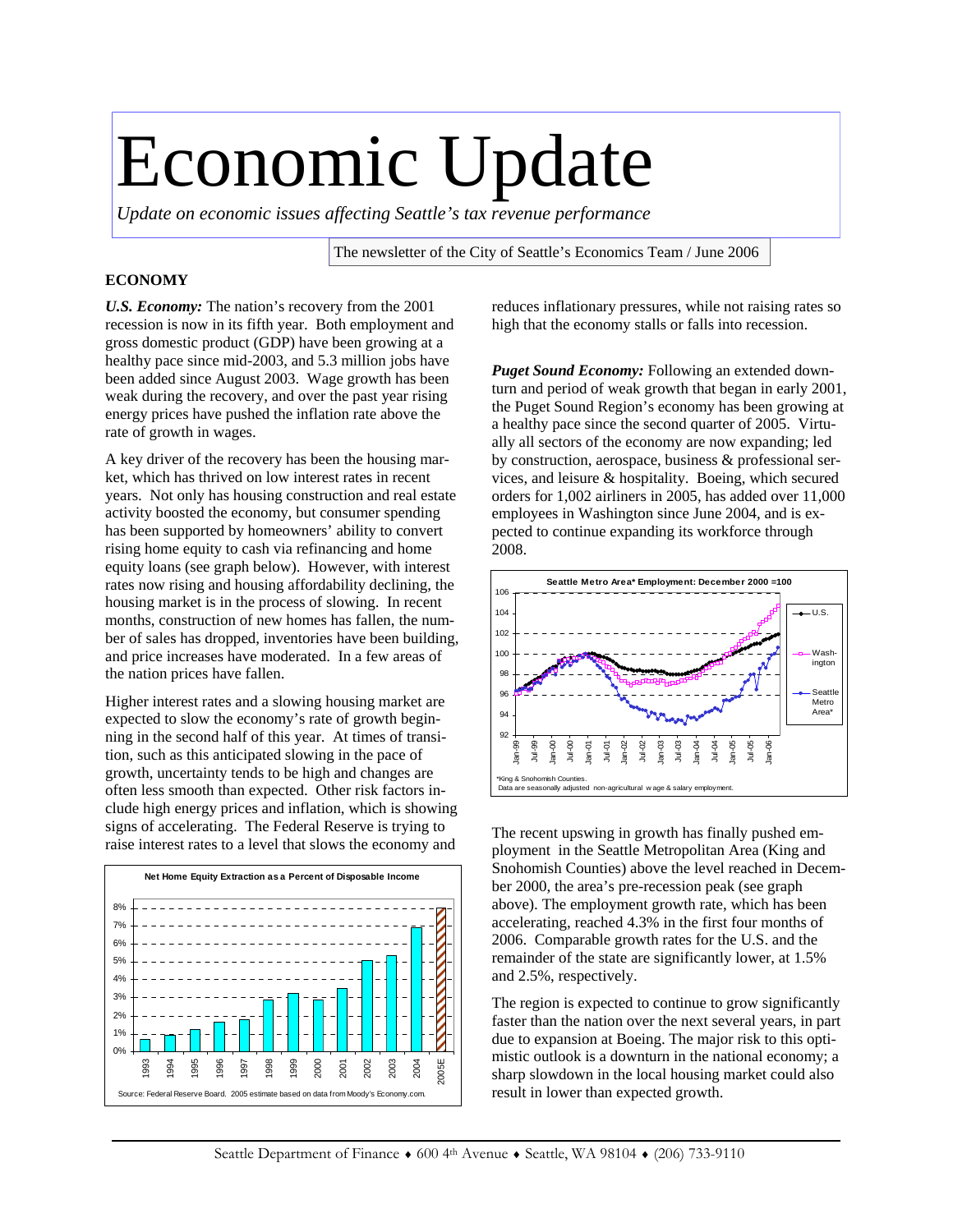# Economic Update

*Update on economic issues affecting Seattle's tax revenue performance*

The newsletter of the City of Seattle's Economics Team / June 2006

## ECONOMY

***U.S. Economy:*** The nation's recovery from the 2001 recession is now in its fifth year. Both employment and gross domestic product (GDP) have been growing at a healthy pace since mid-2003, and 5.3 million jobs have been added since August 2003. Wage growth has been weak during the recovery, and over the past year rising energy prices have pushed the inflation rate above the rate of growth in wages.

A key driver of the recovery has been the housing market, which has thrived on low interest rates in recent years. Not only has housing construction and real estate activity boosted the economy, but consumer spending has been supported by homeowners' ability to convert rising home equity to cash via refinancing and home equity loans (see graph below). However, with interest rates now rising and housing affordability declining, the housing market is in the process of slowing. In recent months, construction of new homes has fallen, the number of sales has dropped, inventories have been building, and price increases have moderated. In a few areas of the nation prices have fallen.

Higher interest rates and a slowing housing market are expected to slow the economy's rate of growth beginning in the second half of this year. At times of transition, such as this anticipated slowing in the pace of growth, uncertainty tends to be high and changes are often less smooth than expected. Other risk factors include high energy prices and inflation, which is showing signs of accelerating. The Federal Reserve is trying to raise interest rates to a level that slows the economy and reduces inflationary pressures, while not raising rates so high that the economy stalls or falls into recession.

**Net Home Equity Extraction as a Percent of Disposable Income**

Source: Federal Reserve Board. 2005 estimate based on data from Moody's Economy.com.

***Puget Sound Economy:*** Following an extended downturn and period of weak growth that began in early 2001, the Puget Sound Region's economy has been growing at a healthy pace since the second quarter of 2005. Virtually all sectors of the economy are now expanding; led by construction, aerospace, business & professional services, and leisure & hospitality. Boeing, which secured orders for 1,002 airliners in 2005, has added over 11,000 employees in Washington since June 2004, and is expected to continue expanding its workforce through 2008.

**Seattle Metro Area\* Employment: December 2000 =100**

\*King & Snohomish Counties.
Data are seasonally adjusted non-agricultural wage & salary employment.

The recent upswing in growth has finally pushed employment in the Seattle Metropolitan Area (King and Snohomish Counties) above the level reached in December 2000, the area's pre-recession peak (see graph above). The employment growth rate, which has been accelerating, reached 4.3% in the first four months of 2006. Comparable growth rates for the U.S. and the remainder of the state are significantly lower, at 1.5% and 2.5%, respectively.

The region is expected to continue to grow significantly faster than the nation over the next several years, in part due to expansion at Boeing. The major risk to this optimistic outlook is a downturn in the national economy; a sharp slowdown in the local housing market could also result in lower than expected growth.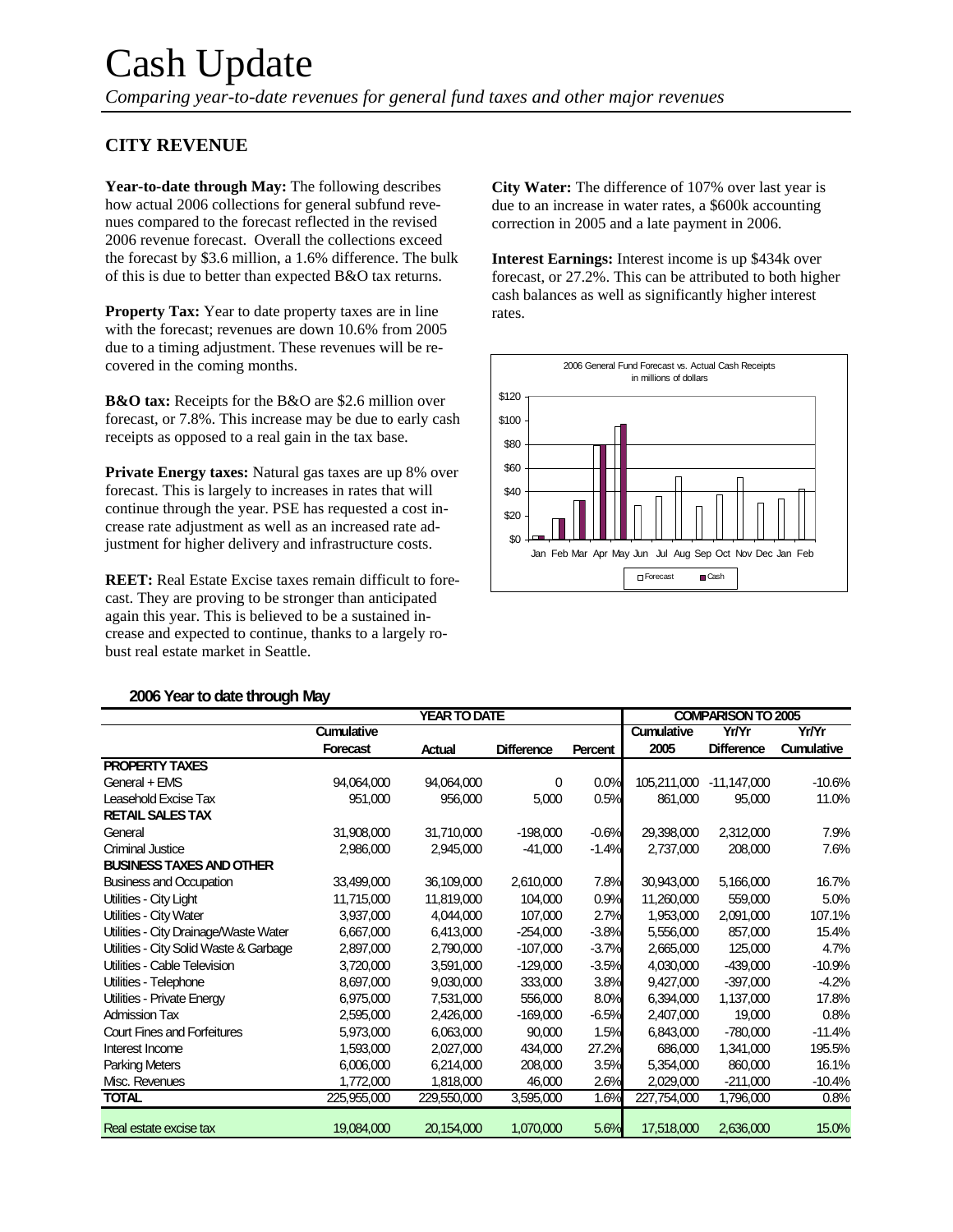# Cash Update

*Comparing year-to-date revenues for general fund taxes and other major revenues*

## CITY REVENUE

**Year-to-date through May:** The following describes how actual 2006 collections for general subfund revenues compared to the forecast reflected in the revised 2006 revenue forecast. Overall the collections exceed the forecast by $3.6 million, a 1.6% difference. The bulk of this is due to better than expected B&O tax returns.

**Property Tax:** Year to date property taxes are in line with the forecast; revenues are down 10.6% from 2005 due to a timing adjustment. These revenues will be recovered in the coming months.

**B&O tax:** Receipts for the B&O are $2.6 million over forecast, or 7.8%. This increase may be due to early cash receipts as opposed to a real gain in the tax base.

**Private Energy taxes:** Natural gas taxes are up 8% over forecast. This is largely to increases in rates that will continue through the year. PSE has requested a cost increase rate adjustment as well as an increased rate adjustment for higher delivery and infrastructure costs.

**REET:** Real Estate Excise taxes remain difficult to forecast. They are proving to be stronger than anticipated again this year. This is believed to be a sustained increase and expected to continue, thanks to a largely robust real estate market in Seattle.

**City Water:** The difference of 107% over last year is due to an increase in water rates, a $600k accounting correction in 2005 and a late payment in 2006.

**Interest Earnings:** Interest income is up $434k over forecast, or 27.2%. This can be attributed to both higher cash balances as well as significantly higher interest rates.

2006 General Fund Forecast vs. Actual Cash Receipts
in millions of dollars

$120
$100
$80
$60
$40
$20
$0

Jan Feb Mar Apr May Jun Jul Aug Sep Oct Nov Dec Jan Feb

Forecast
Cash

**2006 Year to date through May**

| | YEAR TO DATE | | | | COMPARISON TO 2005 | | |
|---|---|---|---|---|---|---|---|
| | Cumulative Forecast | Actual | Difference | Percent | Cumulative 2005 | Yr/Yr Difference | Yr/Yr Cumulative |
| **PROPERTY TAXES** | | | | | | | |
| General + EMS | 94,064,000 | 94,064,000 | 0 | 0.0% | 105,211,000 | -11,147,000 | -10.6% |
| Leasehold Excise Tax | 951,000 | 956,000 | 5,000 | 0.5% | 861,000 | 95,000 | 11.0% |
| **RETAIL SALES TAX** | | | | | | | |
| General | 31,908,000 | 31,710,000 | -198,000 | -0.6% | 29,398,000 | 2,312,000 | 7.9% |
| Criminal Justice | 2,986,000 | 2,945,000 | -41,000 | -1.4% | 2,737,000 | 208,000 | 7.6% |
| **BUSINESS TAXES AND OTHER** | | | | | | | |
| Business and Occupation | 33,499,000 | 36,109,000 | 2,610,000 | 7.8% | 30,943,000 | 5,166,000 | 16.7% |
| Utilities - City Light | 11,715,000 | 11,819,000 | 104,000 | 0.9% | 11,260,000 | 559,000 | 5.0% |
| Utilities - City Water | 3,937,000 | 4,044,000 | 107,000 | 2.7% | 1,953,000 | 2,091,000 | 107.1% |
| Utilities - City Drainage/Waste Water | 6,667,000 | 6,413,000 | -254,000 | -3.8% | 5,556,000 | 857,000 | 15.4% |
| Utilities - City Solid Waste & Garbage | 2,897,000 | 2,790,000 | -107,000 | -3.7% | 2,665,000 | 125,000 | 4.7% |
| Utilities - Cable Television | 3,720,000 | 3,591,000 | -129,000 | -3.5% | 4,030,000 | -439,000 | -10.9% |
| Utilities - Telephone | 8,697,000 | 9,030,000 | 333,000 | 3.8% | 9,427,000 | -397,000 | -4.2% |
| Utilities - Private Energy | 6,975,000 | 7,531,000 | 556,000 | 8.0% | 6,394,000 | 1,137,000 | 17.8% |
| Admission Tax | 2,595,000 | 2,426,000 | -169,000 | -6.5% | 2,407,000 | 19,000 | 0.8% |
| Court Fines and Forfeitures | 5,973,000 | 6,063,000 | 90,000 | 1.5% | 6,843,000 | -780,000 | -11.4% |
| Interest Income | 1,593,000 | 2,027,000 | 434,000 | 27.2% | 686,000 | 1,341,000 | 195.5% |
| Parking Meters | 6,006,000 | 6,214,000 | 208,000 | 3.5% | 5,354,000 | 860,000 | 16.1% |
| Misc. Revenues | 1,772,000 | 1,818,000 | 46,000 | 2.6% | 2,029,000 | -211,000 | -10.4% |
| **TOTAL** | 225,955,000 | 229,550,000 | 3,595,000 | 1.6% | 227,754,000 | 1,796,000 | 0.8% |
| Real estate excise tax | 19,084,000 | 20,154,000 | 1,070,000 | 5.6% | 17,518,000 | 2,636,000 | 15.0% |